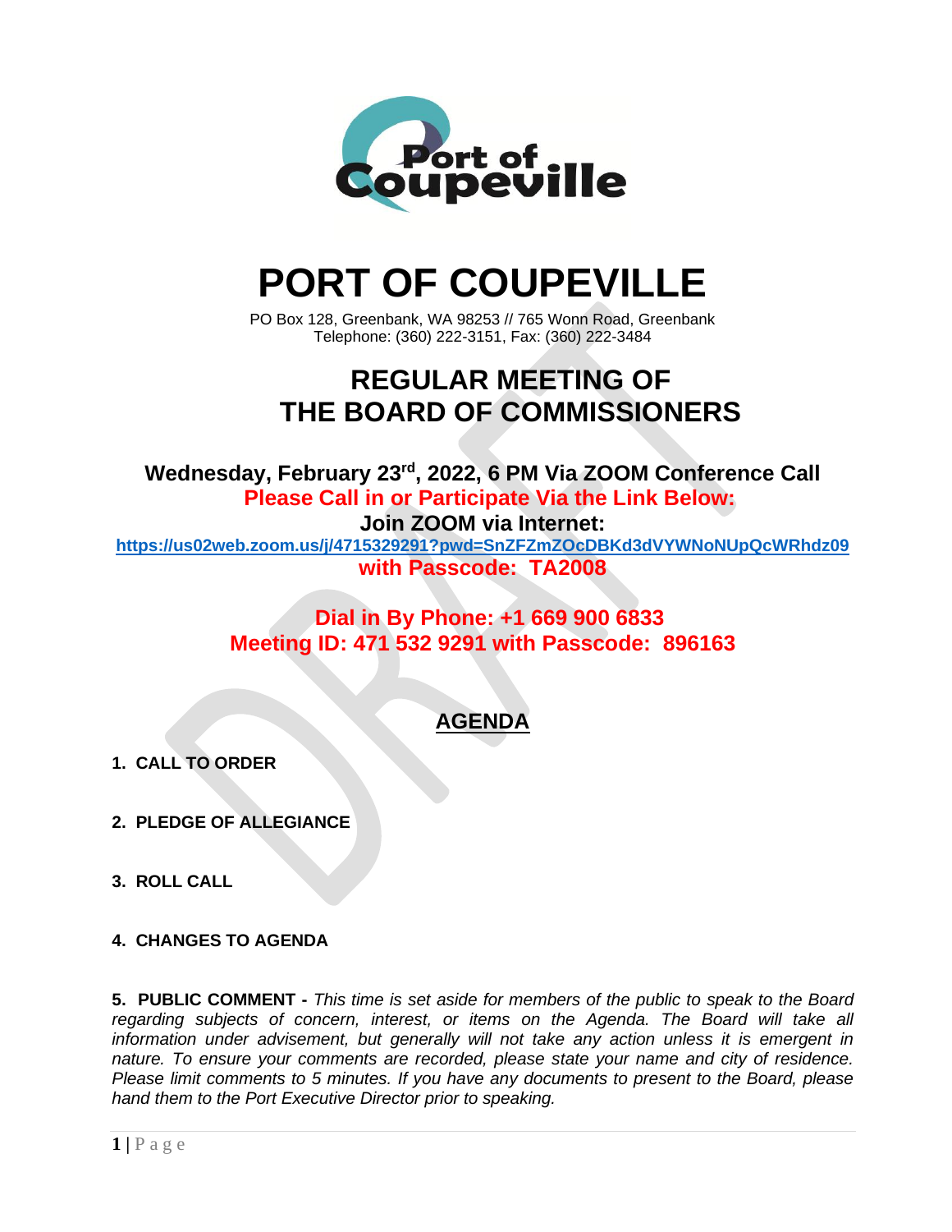# PORT OF COUPEVILLE

PO Box 128, Greenbank, WA 98253 // 765 Wonn Road, Greenbank
Telephone: (360) 222-3151, Fax: (360) 222-3484

## REGULAR MEETING OF THE BOARD OF COMMISSIONERS

**Wednesday, February 23rd, 2022, 6 PM Via ZOOM Conference Call**

**Please Call in or Participate Via the Link Below:**

**Join ZOOM via Internet:**

**https://us02web.zoom.us/j/4715329291?pwd=SnZFZmZOcDBKd3dVYWNoNUpQcWRhdz09**

**with Passcode: TA2008**

**Dial in By Phone: +1 669 900 6833**

**Meeting ID: 471 532 9291 with Passcode: 896163**

## AGENDA

**1. CALL TO ORDER**

**2. PLEDGE OF ALLEGIANCE**

**3. ROLL CALL**

**4. CHANGES TO AGENDA**

**5. PUBLIC COMMENT -** *This time is set aside for members of the public to speak to the Board regarding subjects of concern, interest, or items on the Agenda. The Board will take all information under advisement, but generally will not take any action unless it is emergent in nature. To ensure your comments are recorded, please state your name and city of residence. Please limit comments to 5 minutes. If you have any documents to present to the Board, please hand them to the Port Executive Director prior to speaking.*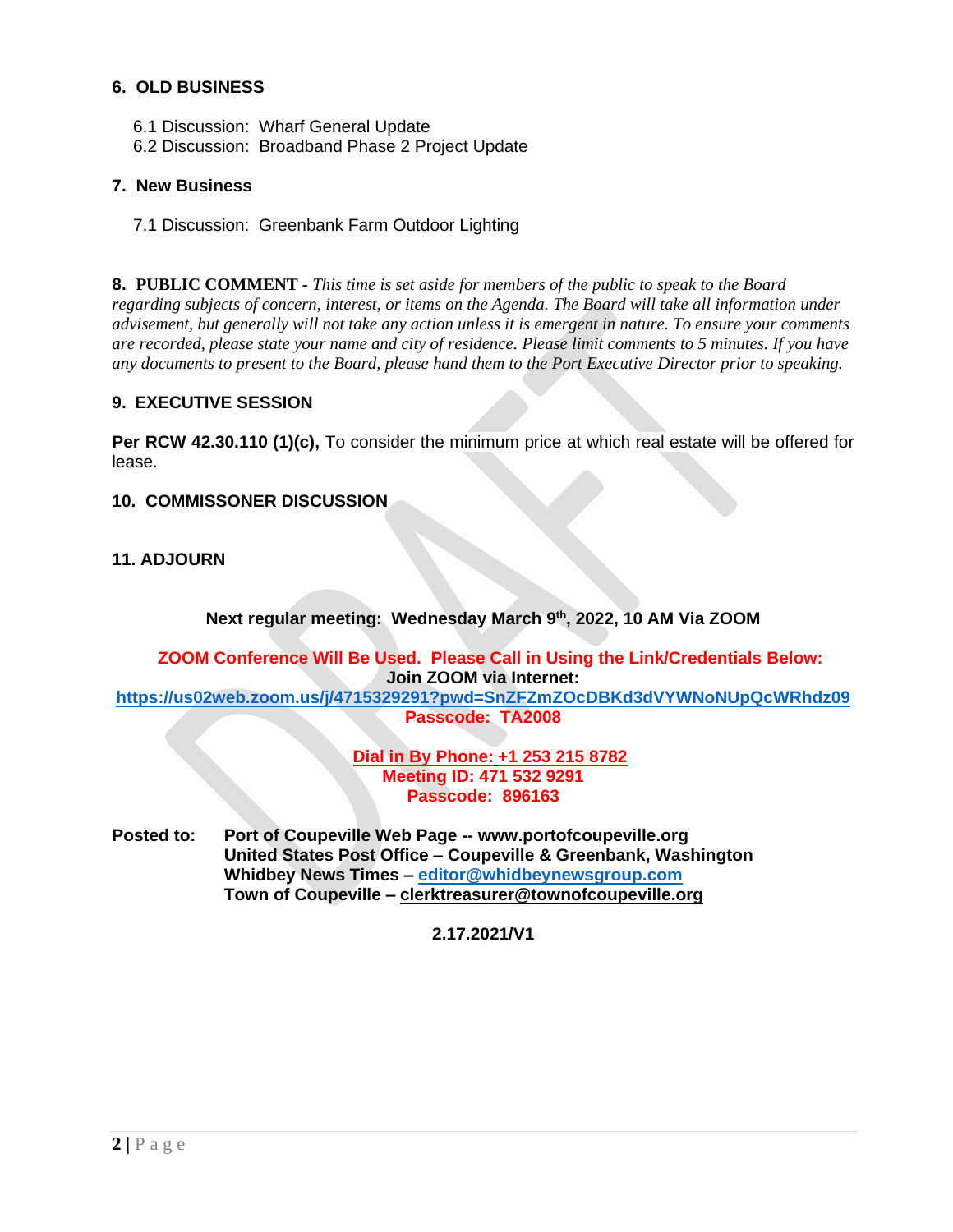## 6. OLD BUSINESS

6.1 Discussion: Wharf General Update
6.2 Discussion: Broadband Phase 2 Project Update

## 7. New Business

7.1 Discussion: Greenbank Farm Outdoor Lighting

**8. PUBLIC COMMENT -** *This time is set aside for members of the public to speak to the Board regarding subjects of concern, interest, or items on the Agenda. The Board will take all information under advisement, but generally will not take any action unless it is emergent in nature. To ensure your comments are recorded, please state your name and city of residence. Please limit comments to 5 minutes. If you have any documents to present to the Board, please hand them to the Port Executive Director prior to speaking.*

## 9. EXECUTIVE SESSION

**Per RCW 42.30.110 (1)(c),** To consider the minimum price at which real estate will be offered for lease.

## 10. COMMISSONER DISCUSSION

## 11. ADJOURN

**Next regular meeting: Wednesday March 9th, 2022, 10 AM Via ZOOM**

**ZOOM Conference Will Be Used. Please Call in Using the Link/Credentials Below:**
**Join ZOOM via Internet:**
**https://us02web.zoom.us/j/4715329291?pwd=SnZFZmZOcDBKd3dVYWNoNUpQcWRhdz09**
**Passcode: TA2008**

**Dial in By Phone: +1 253 215 8782**
**Meeting ID: 471 532 9291**
**Passcode: 896163**

**Posted to:** **Port of Coupeville Web Page -- www.portofcoupeville.org**
**United States Post Office – Coupeville & Greenbank, Washington**
**Whidbey News Times – editor@whidbeynewsgroup.com**
**Town of Coupeville – clerktreasurer@townofcoupeville.org**

**2.17.2021/V1**